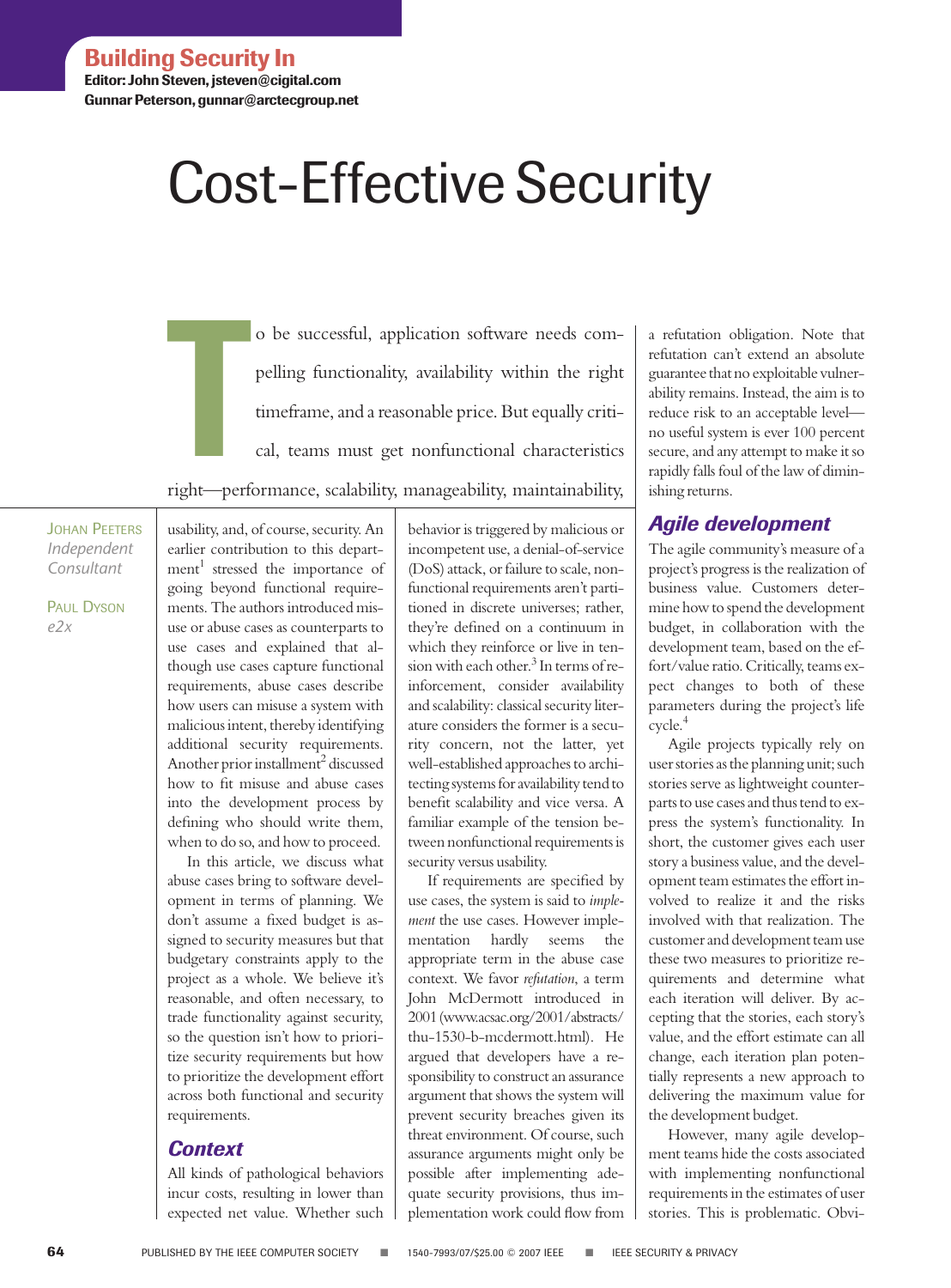Building Security In

Editor: John Steven, jsteven@cigital.com
Gunnar Peterson, gunnar@arctecgroup.net

# Cost-Effective Security

Johan Peeters
*Independent Consultant*

Paul Dyson
*e2x*

To be successful, application software needs compelling functionality, availability within the right timeframe, and a reasonable price. But equally critical, teams must get nonfunctional characteristics right—performance, scalability, manageability, maintainability, usability, and, of course, security. An earlier contribution to this department[1] stressed the importance of going beyond functional requirements. The authors introduced misuse or abuse cases as counterparts to use cases and explained that although use cases capture functional requirements, abuse cases describe how users can misuse a system with malicious intent, thereby identifying additional security requirements. Another prior installment[2] discussed how to fit misuse and abuse cases into the development process by defining who should write them, when to do so, and how to proceed.

In this article, we discuss what abuse cases bring to software development in terms of planning. We don't assume a fixed budget is assigned to security measures but that budgetary constraints apply to the project as a whole. We believe it's reasonable, and often necessary, to trade functionality against security, so the question isn't how to prioritize security requirements but how to prioritize the development effort across both functional and security requirements.

## Context

All kinds of pathological behaviors incur costs, resulting in lower than expected net value. Whether such behavior is triggered by malicious or incompetent use, a denial-of-service (DoS) attack, or failure to scale, nonfunctional requirements aren't partitioned in discrete universes; rather, they're defined on a continuum in which they reinforce or live in tension with each other.[3] In terms of reinforcement, consider availability and scalability: classical security literature considers the former is a security concern, not the latter, yet well-established approaches to architecting systems for availability tend to benefit scalability and vice versa. A familiar example of the tension between nonfunctional requirements is security versus usability.

If requirements are specified by use cases, the system is said to *implement* the use cases. However implementation hardly seems the appropriate term in the abuse case context. We favor *refutation*, a term John McDermott introduced in 2001 (www.acsac.org/2001/abstracts/thu-1530-b-mcdermott.html). He argued that developers have a responsibility to construct an assurance argument that shows the system will prevent security breaches given its threat environment. Of course, such assurance arguments might only be possible after implementing adequate security provisions, thus implementation work could flow from a refutation obligation. Note that refutation can't extend an absolute guarantee that no exploitable vulnerability remains. Instead, the aim is to reduce risk to an acceptable level—no useful system is ever 100 percent secure, and any attempt to make it so rapidly falls foul of the law of diminishing returns.

## Agile development

The agile community's measure of a project's progress is the realization of business value. Customers determine how to spend the development budget, in collaboration with the development team, based on the effort/value ratio. Critically, teams expect changes to both of these parameters during the project's life cycle.[4]

Agile projects typically rely on user stories as the planning unit; such stories serve as lightweight counterparts to use cases and thus tend to express the system's functionality. In short, the customer gives each user story a business value, and the development team estimates the effort involved to realize it and the risks involved with that realization. The customer and development team use these two measures to prioritize requirements and determine what each iteration will deliver. By accepting that the stories, each story's value, and the effort estimate can all change, each iteration plan potentially represents a new approach to delivering the maximum value for the development budget.

However, many agile development teams hide the costs associated with implementing nonfunctional requirements in the estimates of user stories. This is problematic. Obvi-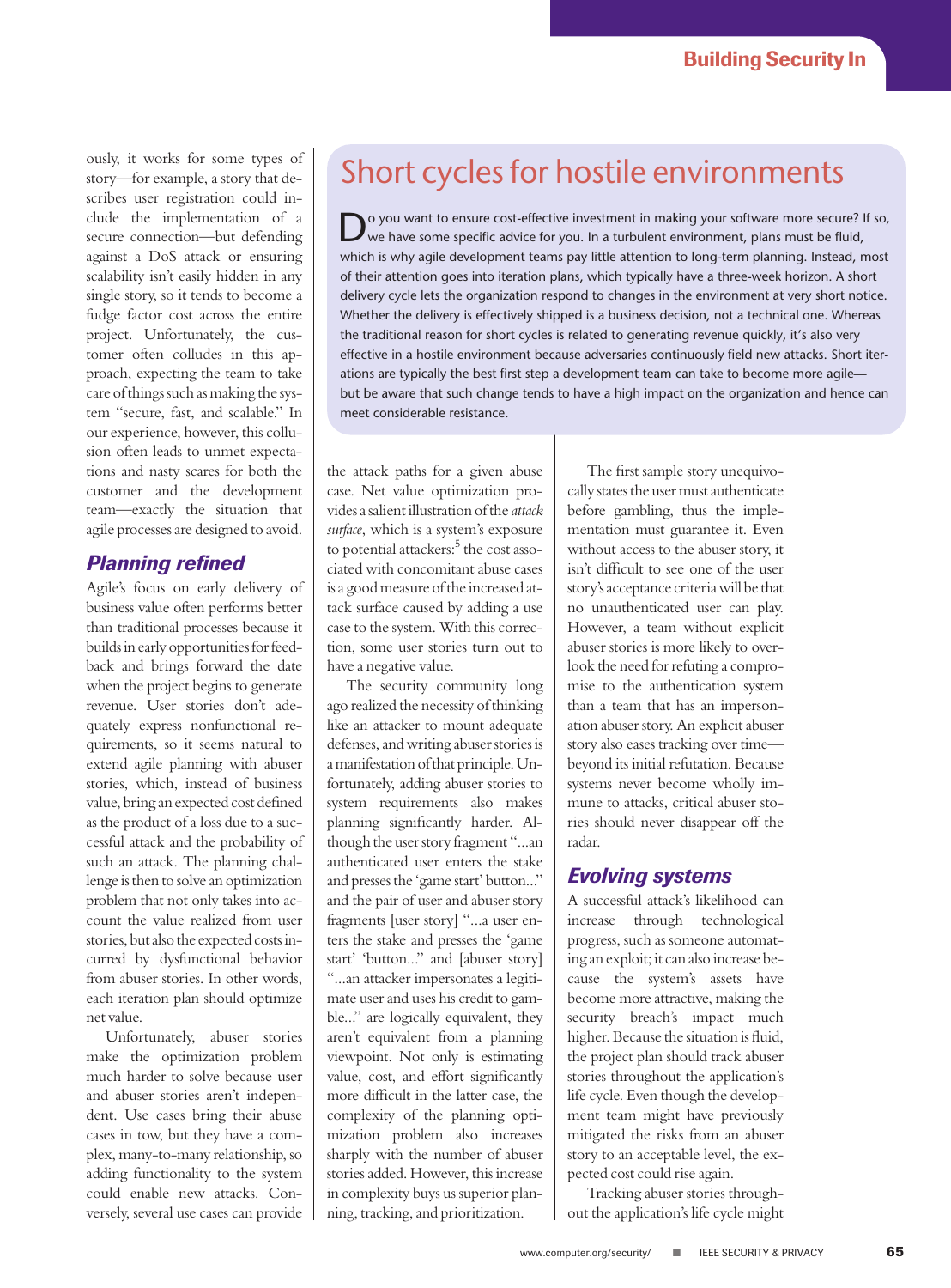ously, it works for some types of story—for example, a story that describes user registration could include the implementation of a secure connection—but defending against a DoS attack or ensuring scalability isn't easily hidden in any single story, so it tends to become a fudge factor cost across the entire project. Unfortunately, the customer often colludes in this approach, expecting the team to take care of things such as making the system "secure, fast, and scalable." In our experience, however, this collusion often leads to unmet expectations and nasty scares for both the customer and the development team—exactly the situation that agile processes are designed to avoid.

## Short cycles for hostile environments

Do you want to ensure cost-effective investment in making your software more secure? If so, we have some specific advice for you. In a turbulent environment, plans must be fluid, which is why agile development teams pay little attention to long-term planning. Instead, most of their attention goes into iteration plans, which typically have a three-week horizon. A short delivery cycle lets the organization respond to changes in the environment at very short notice. Whether the delivery is effectively shipped is a business decision, not a technical one. Whereas the traditional reason for short cycles is related to generating revenue quickly, it's also very effective in a hostile environment because adversaries continuously field new attacks. Short iterations are typically the best first step a development team can take to become more agile—but be aware that such change tends to have a high impact on the organization and hence can meet considerable resistance.

## *Planning refined*

Agile's focus on early delivery of business value often performs better than traditional processes because it builds in early opportunities for feedback and brings forward the date when the project begins to generate revenue. User stories don't adequately express nonfunctional requirements, so it seems natural to extend agile planning with abuser stories, which, instead of business value, bring an expected cost defined as the product of a loss due to a successful attack and the probability of such an attack. The planning challenge is then to solve an optimization problem that not only takes into account the value realized from user stories, but also the expected costs incurred by dysfunctional behavior from abuser stories. In other words, each iteration plan should optimize net value.

Unfortunately, abuser stories make the optimization problem much harder to solve because user and abuser stories aren't independent. Use cases bring their abuse cases in tow, but they have a complex, many-to-many relationship, so adding functionality to the system could enable new attacks. Conversely, several use cases can provide the attack paths for a given abuse case. Net value optimization provides a salient illustration of the *attack surface*, which is a system's exposure to potential attackers:[5] the cost associated with concomitant abuse cases is a good measure of the increased attack surface caused by adding a use case to the system. With this correction, some user stories turn out to have a negative value.

The security community long ago realized the necessity of thinking like an attacker to mount adequate defenses, and writing abuser stories is a manifestation of that principle. Unfortunately, adding abuser stories to system requirements also makes planning significantly harder. Although the user story fragment "...an authenticated user enters the stake and presses the 'game start' button..." and the pair of user and abuser story fragments [user story] "...a user enters the stake and presses the 'game start' 'button...' and [abuser story] "...an attacker impersonates a legitimate user and uses his credit to gamble..." are logically equivalent, they aren't equivalent from a planning viewpoint. Not only is estimating value, cost, and effort significantly more difficult in the latter case, the complexity of the planning optimization problem also increases sharply with the number of abuser stories added. However, this increase in complexity buys us superior planning, tracking, and prioritization.

The first sample story unequivocally states the user must authenticate before gambling, thus the implementation must guarantee it. Even without access to the abuser story, it isn't difficult to see one of the user story's acceptance criteria will be that no unauthenticated user can play. However, a team without explicit abuser stories is more likely to overlook the need for refuting a compromise to the authentication system than a team that has an impersonation abuser story. An explicit abuser story also eases tracking over time—beyond its initial refutation. Because systems never become wholly immune to attacks, critical abuser stories should never disappear off the radar.

## *Evolving systems*

A successful attack's likelihood can increase through technological progress, such as someone automating an exploit; it can also increase because the system's assets have become more attractive, making the security breach's impact much higher. Because the situation is fluid, the project plan should track abuser stories throughout the application's life cycle. Even though the development team might have previously mitigated the risks from an abuser story to an acceptable level, the expected cost could rise again.

Tracking abuser stories throughout the application's life cycle might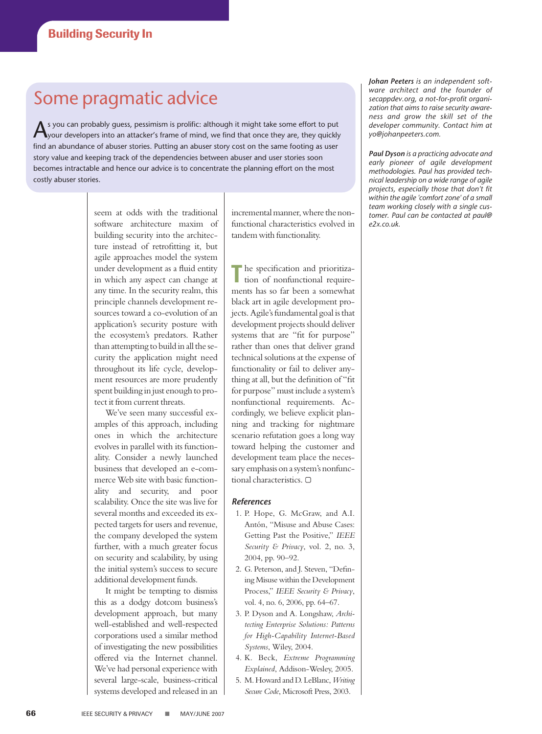## Some pragmatic advice

As you can probably guess, pessimism is prolific: although it might take some effort to put your developers into an attacker's frame of mind, we find that once they are, they quickly find an abundance of abuser stories. Putting an abuser story cost on the same footing as user story value and keeping track of the dependencies between abuser and user stories soon becomes intractable and hence our advice is to concentrate the planning effort on the most costly abuser stories.

seem at odds with the traditional software architecture maxim of building security into the architecture instead of retrofitting it, but agile approaches model the system under development as a fluid entity in which any aspect can change at any time. In the security realm, this principle channels development resources toward a co-evolution of an application's security posture with the ecosystem's predators. Rather than attempting to build in all the security the application might need throughout its life cycle, development resources are more prudently spent building in just enough to protect it from current threats.

We've seen many successful examples of this approach, including ones in which the architecture evolves in parallel with its functionality. Consider a newly launched business that developed an e-commerce Web site with basic functionality and security, and poor scalability. Once the site was live for several months and exceeded its expected targets for users and revenue, the company developed the system further, with a much greater focus on security and scalability, by using the initial system's success to secure additional development funds.

It might be tempting to dismiss this as a dodgy dotcom business's development approach, but many well-established and well-respected corporations used a similar method of investigating the new possibilities offered via the Internet channel. We've had personal experience with several large-scale, business-critical systems developed and released in an incremental manner, where the nonfunctional characteristics evolved in tandem with functionality.

The specification and prioritization of nonfunctional requirements has so far been a somewhat black art in agile development projects. Agile's fundamental goal is that development projects should deliver systems that are "fit for purpose" rather than ones that deliver grand technical solutions at the expense of functionality or fail to deliver anything at all, but the definition of "fit for purpose" must include a system's nonfunctional requirements. Accordingly, we believe explicit planning and tracking for nightmare scenario refutation goes a long way toward helping the customer and development team place the necessary emphasis on a system's nonfunctional characteristics. ▢

### References

1. P. Hope, G. McGraw, and A.I. Antón, "Misuse and Abuse Cases: Getting Past the Positive," *IEEE Security & Privacy*, vol. 2, no. 3, 2004, pp. 90–92.
2. G. Peterson, and J. Steven, "Defining Misuse within the Development Process," *IEEE Security & Privacy*, vol. 4, no. 6, 2006, pp. 64–67.
3. P. Dyson and A. Longshaw, *Architecting Enterprise Solutions: Patterns for High-Capability Internet-Based Systems*, Wiley, 2004.
4. K. Beck, *Extreme Programming Explained*, Addison-Wesley, 2005.
5. M. Howard and D. LeBlanc, *Writing Secure Code*, Microsoft Press, 2003.

***Johan Peeters*** *is an independent software architect and the founder of secappdev.org, a not-for-profit organization that aims to raise security awareness and grow the skill set of the developer community. Contact him at yo@johanpeeters.com.*

***Paul Dyson*** *is a practicing advocate and early pioneer of agile development methodologies. Paul has provided technical leadership on a wide range of agile projects, especially those that don't fit within the agile 'comfort zone' of a small team working closely with a single customer. Paul can be contacted at paul@e2x.co.uk.*